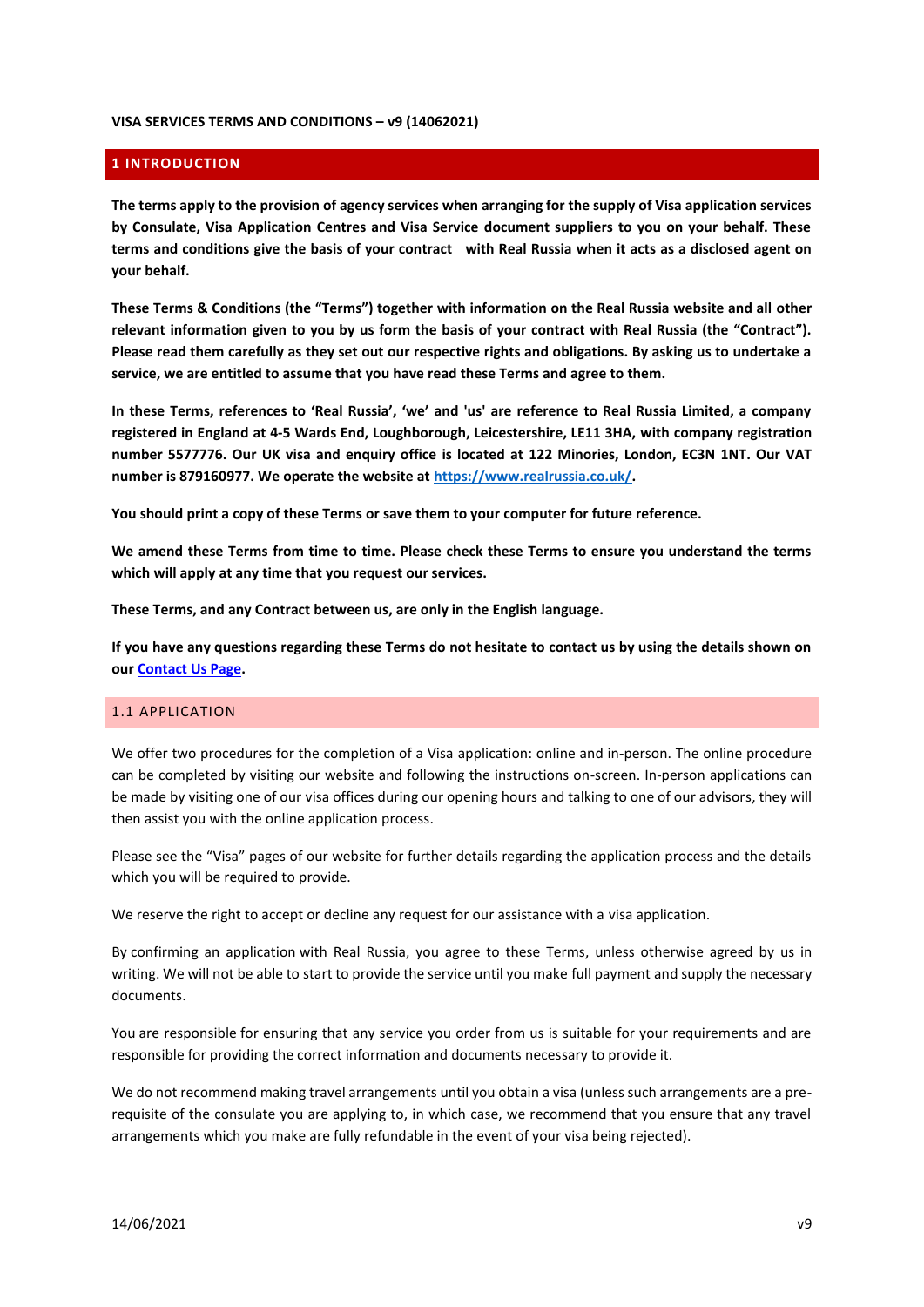**VISA SERVICES TERMS AND CONDITIONS – v9 (14062021)**

# 1 INTRODUCTION

**The terms apply to the provision of agency services when arranging for the supply of Visa application services by Consulate, Visa Application Centres and Visa Service document suppliers to you on your behalf. These terms and conditions give the basis of your contract with Real Russia when it acts as a disclosed agent on your behalf.**

**These Terms & Conditions (the "Terms") together with information on the Real Russia website and all other relevant information given to you by us form the basis of your contract with Real Russia (the "Contract"). Please read them carefully as they set out our respective rights and obligations. By asking us to undertake a service, we are entitled to assume that you have read these Terms and agree to them.**

**In these Terms, references to 'Real Russia', 'we' and 'us' are reference to Real Russia Limited, a company registered in England at 4-5 Wards End, Loughborough, Leicestershire, LE11 3HA, with company registration number 5577776. Our UK visa and enquiry office is located at 122 Minories, London, EC3N 1NT. Our VAT number is 879160977. We operate the website at [https://www.realrussia.co.uk/](https://www.realrussia.co.uk/).**

**You should print a copy of these Terms or save them to your computer for future reference.**

**We amend these Terms from time to time. Please check these Terms to ensure you understand the terms which will apply at any time that you request our services.**

**These Terms, and any Contract between us, are only in the English language.**

**If you have any questions regarding these Terms do not hesitate to contact us by using the details shown on our Contact Us Page.**

## 1.1 APPLICATION

We offer two procedures for the completion of a Visa application: online and in-person. The online procedure can be completed by visiting our website and following the instructions on-screen. In-person applications can be made by visiting one of our visa offices during our opening hours and talking to one of our advisors, they will then assist you with the online application process.

Please see the "Visa" pages of our website for further details regarding the application process and the details which you will be required to provide.

We reserve the right to accept or decline any request for our assistance with a visa application.

By confirming an application with Real Russia, you agree to these Terms, unless otherwise agreed by us in writing. We will not be able to start to provide the service until you make full payment and supply the necessary documents.

You are responsible for ensuring that any service you order from us is suitable for your requirements and are responsible for providing the correct information and documents necessary to provide it.

We do not recommend making travel arrangements until you obtain a visa (unless such arrangements are a pre-requisite of the consulate you are applying to, in which case, we recommend that you ensure that any travel arrangements which you make are fully refundable in the event of your visa being rejected).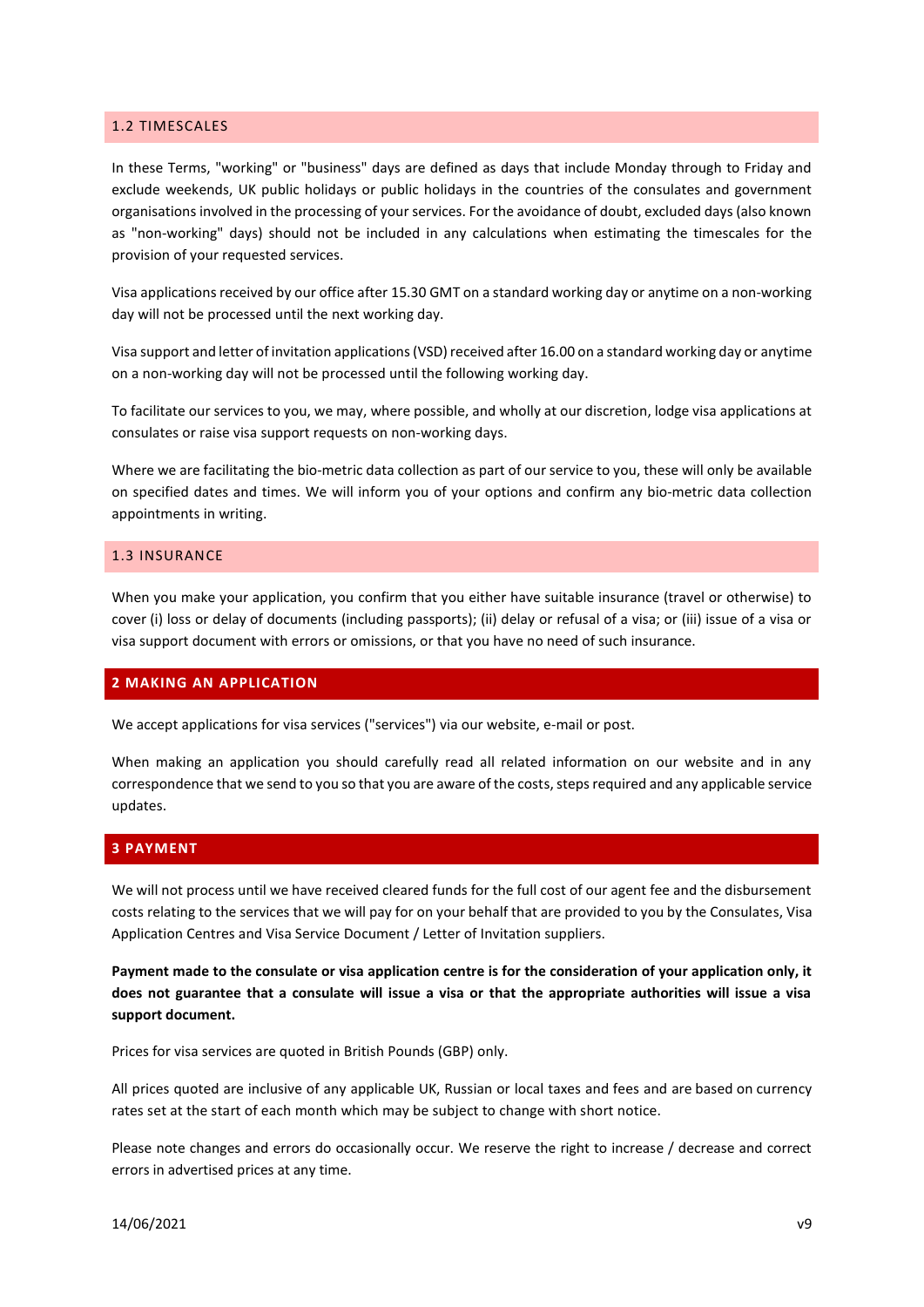### 1.2 TIMESCALES

In these Terms, "working" or "business" days are defined as days that include Monday through to Friday and exclude weekends, UK public holidays or public holidays in the countries of the consulates and government organisations involved in the processing of your services. For the avoidance of doubt, excluded days (also known as "non-working" days) should not be included in any calculations when estimating the timescales for the provision of your requested services.

Visa applications received by our office after 15.30 GMT on a standard working day or anytime on a non-working day will not be processed until the next working day.

Visa support and letter of invitation applications (VSD) received after 16.00 on a standard working day or anytime on a non-working day will not be processed until the following working day.

To facilitate our services to you, we may, where possible, and wholly at our discretion, lodge visa applications at consulates or raise visa support requests on non-working days.

Where we are facilitating the bio-metric data collection as part of our service to you, these will only be available on specified dates and times. We will inform you of your options and confirm any bio-metric data collection appointments in writing.

### 1.3 INSURANCE

When you make your application, you confirm that you either have suitable insurance (travel or otherwise) to cover (i) loss or delay of documents (including passports); (ii) delay or refusal of a visa; or (iii) issue of a visa or visa support document with errors or omissions, or that you have no need of such insurance.

## 2 MAKING AN APPLICATION

We accept applications for visa services ("services") via our website, e-mail or post.

When making an application you should carefully read all related information on our website and in any correspondence that we send to you so that you are aware of the costs, steps required and any applicable service updates.

## 3 PAYMENT

We will not process until we have received cleared funds for the full cost of our agent fee and the disbursement costs relating to the services that we will pay for on your behalf that are provided to you by the Consulates, Visa Application Centres and Visa Service Document / Letter of Invitation suppliers.

**Payment made to the consulate or visa application centre is for the consideration of your application only, it does not guarantee that a consulate will issue a visa or that the appropriate authorities will issue a visa support document.**

Prices for visa services are quoted in British Pounds (GBP) only.

All prices quoted are inclusive of any applicable UK, Russian or local taxes and fees and are based on currency rates set at the start of each month which may be subject to change with short notice.

Please note changes and errors do occasionally occur. We reserve the right to increase / decrease and correct errors in advertised prices at any time.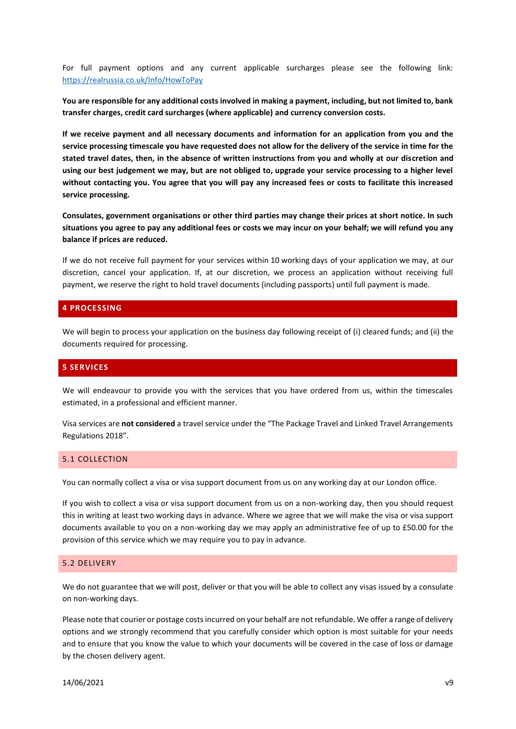For full payment options and any current applicable surcharges please see the following link: https://realrussia.co.uk/Info/HowToPay

**You are responsible for any additional costs involved in making a payment, including, but not limited to, bank transfer charges, credit card surcharges (where applicable) and currency conversion costs.**

**If we receive payment and all necessary documents and information for an application from you and the service processing timescale you have requested does not allow for the delivery of the service in time for the stated travel dates, then, in the absence of written instructions from you and wholly at our discretion and using our best judgement we may, but are not obliged to, upgrade your service processing to a higher level without contacting you. You agree that you will pay any increased fees or costs to facilitate this increased service processing.**

**Consulates, government organisations or other third parties may change their prices at short notice. In such situations you agree to pay any additional fees or costs we may incur on your behalf; we will refund you any balance if prices are reduced.**

If we do not receive full payment for your services within 10 working days of your application we may, at our discretion, cancel your application. If, at our discretion, we process an application without receiving full payment, we reserve the right to hold travel documents (including passports) until full payment is made.

## 4 PROCESSING

We will begin to process your application on the business day following receipt of (i) cleared funds; and (ii) the documents required for processing.

## 5 SERVICES

We will endeavour to provide you with the services that you have ordered from us, within the timescales estimated, in a professional and efficient manner.

Visa services are **not considered** a travel service under the "The Package Travel and Linked Travel Arrangements Regulations 2018".

### 5.1 COLLECTION

You can normally collect a visa or visa support document from us on any working day at our London office.

If you wish to collect a visa or visa support document from us on a non-working day, then you should request this in writing at least two working days in advance. Where we agree that we will make the visa or visa support documents available to you on a non-working day we may apply an administrative fee of up to £50.00 for the provision of this service which we may require you to pay in advance.

### 5.2 DELIVERY

We do not guarantee that we will post, deliver or that you will be able to collect any visas issued by a consulate on non-working days.

Please note that courier or postage costs incurred on your behalf are not refundable. We offer a range of delivery options and we strongly recommend that you carefully consider which option is most suitable for your needs and to ensure that you know the value to which your documents will be covered in the case of loss or damage by the chosen delivery agent.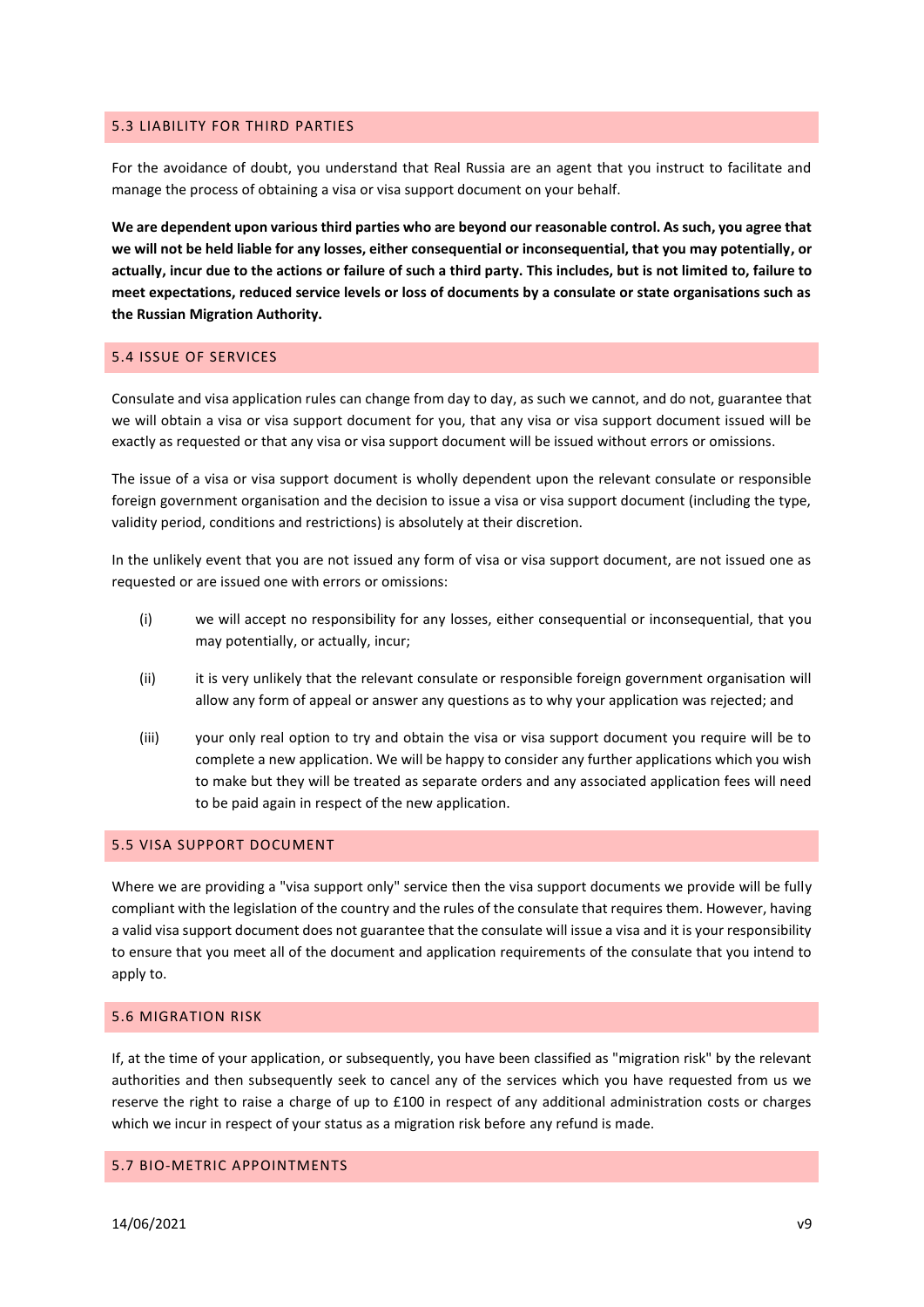## 5.3 LIABILITY FOR THIRD PARTIES

For the avoidance of doubt, you understand that Real Russia are an agent that you instruct to facilitate and manage the process of obtaining a visa or visa support document on your behalf.

**We are dependent upon various third parties who are beyond our reasonable control. As such, you agree that we will not be held liable for any losses, either consequential or inconsequential, that you may potentially, or actually, incur due to the actions or failure of such a third party. This includes, but is not limited to, failure to meet expectations, reduced service levels or loss of documents by a consulate or state organisations such as the Russian Migration Authority.**

## 5.4 ISSUE OF SERVICES

Consulate and visa application rules can change from day to day, as such we cannot, and do not, guarantee that we will obtain a visa or visa support document for you, that any visa or visa support document issued will be exactly as requested or that any visa or visa support document will be issued without errors or omissions.

The issue of a visa or visa support document is wholly dependent upon the relevant consulate or responsible foreign government organisation and the decision to issue a visa or visa support document (including the type, validity period, conditions and restrictions) is absolutely at their discretion.

In the unlikely event that you are not issued any form of visa or visa support document, are not issued one as requested or are issued one with errors or omissions:

(i) we will accept no responsibility for any losses, either consequential or inconsequential, that you may potentially, or actually, incur;

(ii) it is very unlikely that the relevant consulate or responsible foreign government organisation will allow any form of appeal or answer any questions as to why your application was rejected; and

(iii) your only real option to try and obtain the visa or visa support document you require will be to complete a new application. We will be happy to consider any further applications which you wish to make but they will be treated as separate orders and any associated application fees will need to be paid again in respect of the new application.

## 5.5 VISA SUPPORT DOCUMENT

Where we are providing a "visa support only" service then the visa support documents we provide will be fully compliant with the legislation of the country and the rules of the consulate that requires them. However, having a valid visa support document does not guarantee that the consulate will issue a visa and it is your responsibility to ensure that you meet all of the document and application requirements of the consulate that you intend to apply to.

## 5.6 MIGRATION RISK

If, at the time of your application, or subsequently, you have been classified as "migration risk" by the relevant authorities and then subsequently seek to cancel any of the services which you have requested from us we reserve the right to raise a charge of up to £100 in respect of any additional administration costs or charges which we incur in respect of your status as a migration risk before any refund is made.

## 5.7 BIO-METRIC APPOINTMENTS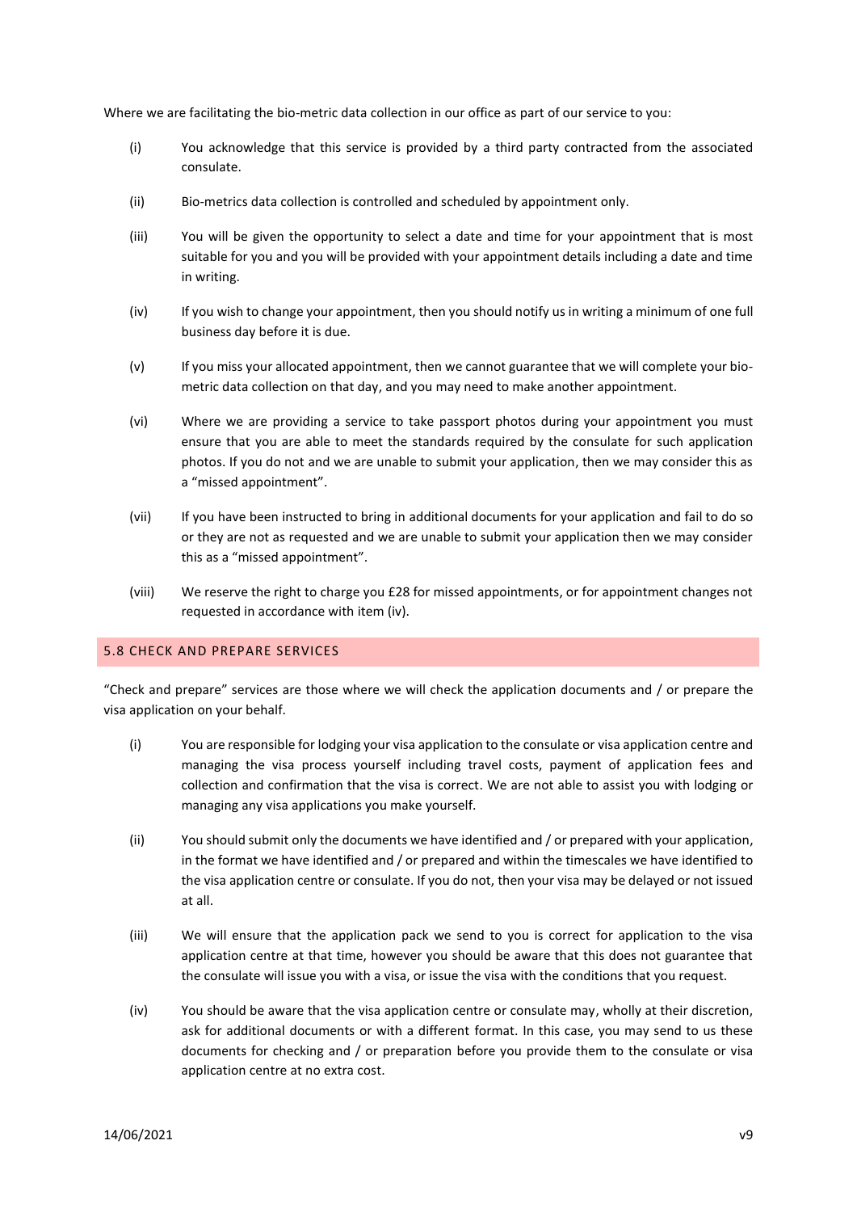Where we are facilitating the bio-metric data collection in our office as part of our service to you:

(i) You acknowledge that this service is provided by a third party contracted from the associated consulate.

(ii) Bio-metrics data collection is controlled and scheduled by appointment only.

(iii) You will be given the opportunity to select a date and time for your appointment that is most suitable for you and you will be provided with your appointment details including a date and time in writing.

(iv) If you wish to change your appointment, then you should notify us in writing a minimum of one full business day before it is due.

(v) If you miss your allocated appointment, then we cannot guarantee that we will complete your bio-metric data collection on that day, and you may need to make another appointment.

(vi) Where we are providing a service to take passport photos during your appointment you must ensure that you are able to meet the standards required by the consulate for such application photos. If you do not and we are unable to submit your application, then we may consider this as a "missed appointment".

(vii) If you have been instructed to bring in additional documents for your application and fail to do so or they are not as requested and we are unable to submit your application then we may consider this as a "missed appointment".

(viii) We reserve the right to charge you £28 for missed appointments, or for appointment changes not requested in accordance with item (iv).

## 5.8 CHECK AND PREPARE SERVICES

"Check and prepare" services are those where we will check the application documents and / or prepare the visa application on your behalf.

(i) You are responsible for lodging your visa application to the consulate or visa application centre and managing the visa process yourself including travel costs, payment of application fees and collection and confirmation that the visa is correct. We are not able to assist you with lodging or managing any visa applications you make yourself.

(ii) You should submit only the documents we have identified and / or prepared with your application, in the format we have identified and / or prepared and within the timescales we have identified to the visa application centre or consulate. If you do not, then your visa may be delayed or not issued at all.

(iii) We will ensure that the application pack we send to you is correct for application to the visa application centre at that time, however you should be aware that this does not guarantee that the consulate will issue you with a visa, or issue the visa with the conditions that you request.

(iv) You should be aware that the visa application centre or consulate may, wholly at their discretion, ask for additional documents or with a different format. In this case, you may send to us these documents for checking and / or preparation before you provide them to the consulate or visa application centre at no extra cost.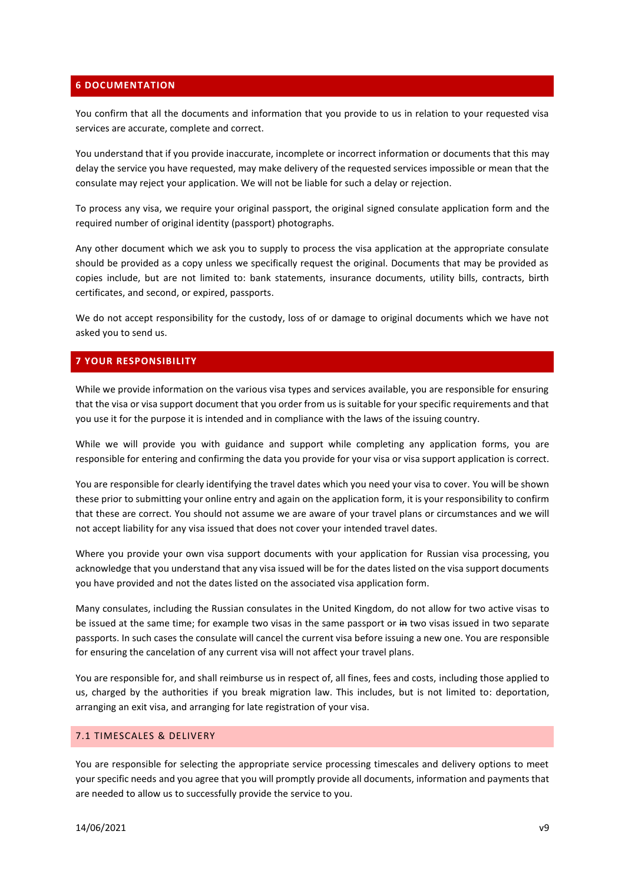## 6 DOCUMENTATION

You confirm that all the documents and information that you provide to us in relation to your requested visa services are accurate, complete and correct.

You understand that if you provide inaccurate, incomplete or incorrect information or documents that this may delay the service you have requested, may make delivery of the requested services impossible or mean that the consulate may reject your application. We will not be liable for such a delay or rejection.

To process any visa, we require your original passport, the original signed consulate application form and the required number of original identity (passport) photographs.

Any other document which we ask you to supply to process the visa application at the appropriate consulate should be provided as a copy unless we specifically request the original. Documents that may be provided as copies include, but are not limited to: bank statements, insurance documents, utility bills, contracts, birth certificates, and second, or expired, passports.

We do not accept responsibility for the custody, loss of or damage to original documents which we have not asked you to send us.

## 7 YOUR RESPONSIBILITY

While we provide information on the various visa types and services available, you are responsible for ensuring that the visa or visa support document that you order from us is suitable for your specific requirements and that you use it for the purpose it is intended and in compliance with the laws of the issuing country.

While we will provide you with guidance and support while completing any application forms, you are responsible for entering and confirming the data you provide for your visa or visa support application is correct.

You are responsible for clearly identifying the travel dates which you need your visa to cover. You will be shown these prior to submitting your online entry and again on the application form, it is your responsibility to confirm that these are correct. You should not assume we are aware of your travel plans or circumstances and we will not accept liability for any visa issued that does not cover your intended travel dates.

Where you provide your own visa support documents with your application for Russian visa processing, you acknowledge that you understand that any visa issued will be for the dates listed on the visa support documents you have provided and not the dates listed on the associated visa application form.

Many consulates, including the Russian consulates in the United Kingdom, do not allow for two active visas to be issued at the same time; for example two visas in the same passport or ~~in~~ two visas issued in two separate passports. In such cases the consulate will cancel the current visa before issuing a new one. You are responsible for ensuring the cancelation of any current visa will not affect your travel plans.

You are responsible for, and shall reimburse us in respect of, all fines, fees and costs, including those applied to us, charged by the authorities if you break migration law. This includes, but is not limited to: deportation, arranging an exit visa, and arranging for late registration of your visa.

### 7.1 TIMESCALES & DELIVERY

You are responsible for selecting the appropriate service processing timescales and delivery options to meet your specific needs and you agree that you will promptly provide all documents, information and payments that are needed to allow us to successfully provide the service to you.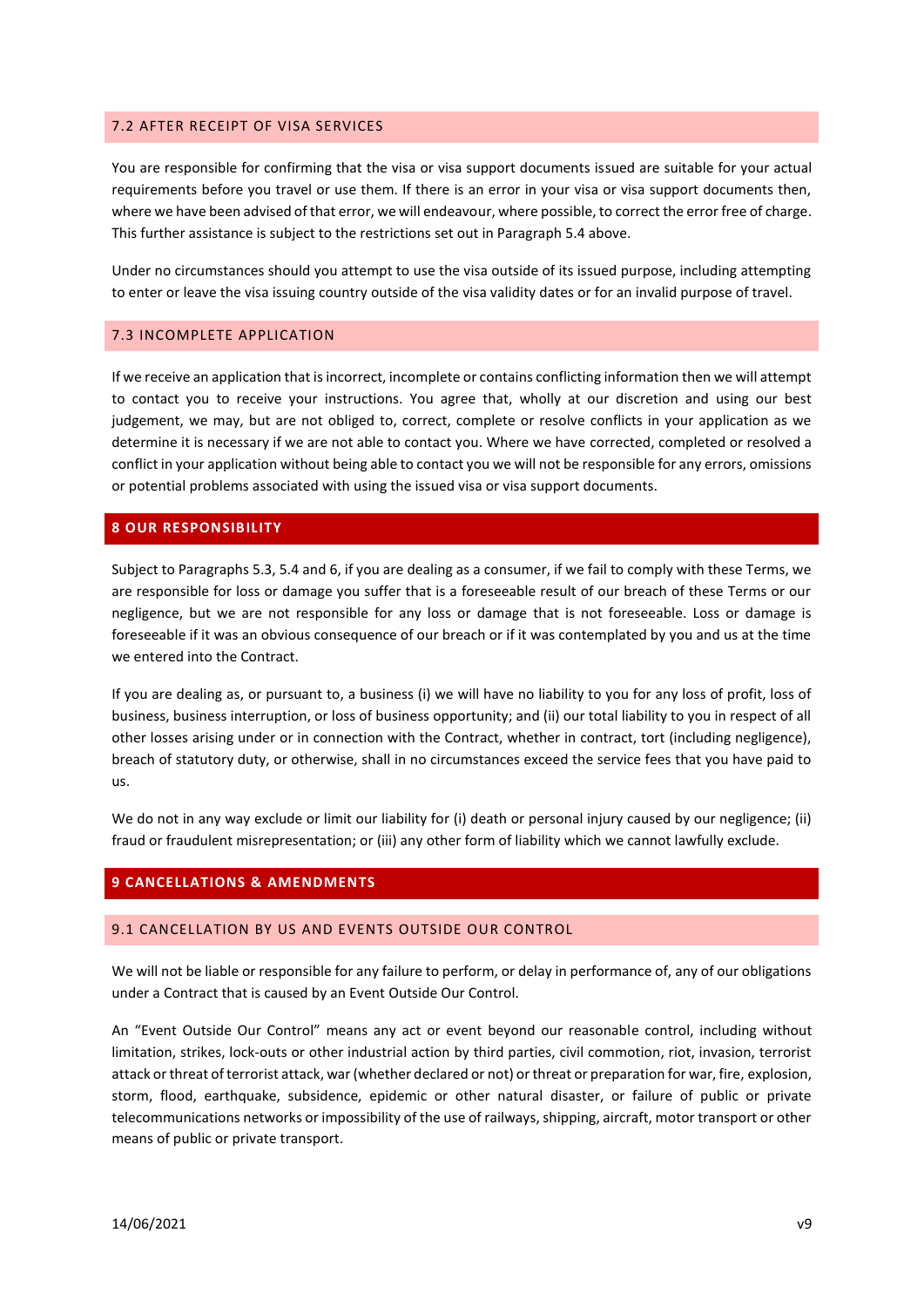### 7.2 AFTER RECEIPT OF VISA SERVICES

You are responsible for confirming that the visa or visa support documents issued are suitable for your actual requirements before you travel or use them. If there is an error in your visa or visa support documents then, where we have been advised of that error, we will endeavour, where possible, to correct the error free of charge. This further assistance is subject to the restrictions set out in Paragraph 5.4 above.

Under no circumstances should you attempt to use the visa outside of its issued purpose, including attempting to enter or leave the visa issuing country outside of the visa validity dates or for an invalid purpose of travel.

### 7.3 INCOMPLETE APPLICATION

If we receive an application that is incorrect, incomplete or contains conflicting information then we will attempt to contact you to receive your instructions. You agree that, wholly at our discretion and using our best judgement, we may, but are not obliged to, correct, complete or resolve conflicts in your application as we determine it is necessary if we are not able to contact you. Where we have corrected, completed or resolved a conflict in your application without being able to contact you we will not be responsible for any errors, omissions or potential problems associated with using the issued visa or visa support documents.

## 8 OUR RESPONSIBILITY

Subject to Paragraphs 5.3, 5.4 and 6, if you are dealing as a consumer, if we fail to comply with these Terms, we are responsible for loss or damage you suffer that is a foreseeable result of our breach of these Terms or our negligence, but we are not responsible for any loss or damage that is not foreseeable. Loss or damage is foreseeable if it was an obvious consequence of our breach or if it was contemplated by you and us at the time we entered into the Contract.

If you are dealing as, or pursuant to, a business (i) we will have no liability to you for any loss of profit, loss of business, business interruption, or loss of business opportunity; and (ii) our total liability to you in respect of all other losses arising under or in connection with the Contract, whether in contract, tort (including negligence), breach of statutory duty, or otherwise, shall in no circumstances exceed the service fees that you have paid to us.

We do not in any way exclude or limit our liability for (i) death or personal injury caused by our negligence; (ii) fraud or fraudulent misrepresentation; or (iii) any other form of liability which we cannot lawfully exclude.

## 9 CANCELLATIONS & AMENDMENTS

### 9.1 CANCELLATION BY US AND EVENTS OUTSIDE OUR CONTROL

We will not be liable or responsible for any failure to perform, or delay in performance of, any of our obligations under a Contract that is caused by an Event Outside Our Control.

An "Event Outside Our Control" means any act or event beyond our reasonable control, including without limitation, strikes, lock-outs or other industrial action by third parties, civil commotion, riot, invasion, terrorist attack or threat of terrorist attack, war (whether declared or not) or threat or preparation for war, fire, explosion, storm, flood, earthquake, subsidence, epidemic or other natural disaster, or failure of public or private telecommunications networks or impossibility of the use of railways, shipping, aircraft, motor transport or other means of public or private transport.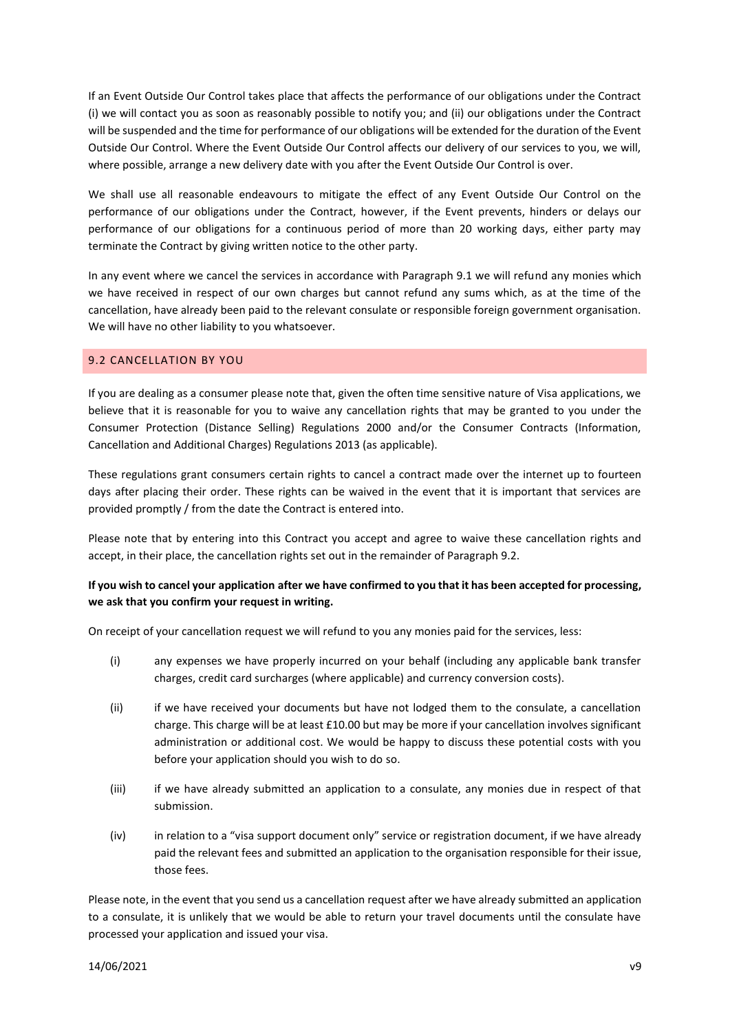If an Event Outside Our Control takes place that affects the performance of our obligations under the Contract (i) we will contact you as soon as reasonably possible to notify you; and (ii) our obligations under the Contract will be suspended and the time for performance of our obligations will be extended for the duration of the Event Outside Our Control. Where the Event Outside Our Control affects our delivery of our services to you, we will, where possible, arrange a new delivery date with you after the Event Outside Our Control is over.

We shall use all reasonable endeavours to mitigate the effect of any Event Outside Our Control on the performance of our obligations under the Contract, however, if the Event prevents, hinders or delays our performance of our obligations for a continuous period of more than 20 working days, either party may terminate the Contract by giving written notice to the other party.

In any event where we cancel the services in accordance with Paragraph 9.1 we will refund any monies which we have received in respect of our own charges but cannot refund any sums which, as at the time of the cancellation, have already been paid to the relevant consulate or responsible foreign government organisation. We will have no other liability to you whatsoever.

## 9.2 CANCELLATION BY YOU

If you are dealing as a consumer please note that, given the often time sensitive nature of Visa applications, we believe that it is reasonable for you to waive any cancellation rights that may be granted to you under the Consumer Protection (Distance Selling) Regulations 2000 and/or the Consumer Contracts (Information, Cancellation and Additional Charges) Regulations 2013 (as applicable).

These regulations grant consumers certain rights to cancel a contract made over the internet up to fourteen days after placing their order. These rights can be waived in the event that it is important that services are provided promptly / from the date the Contract is entered into.

Please note that by entering into this Contract you accept and agree to waive these cancellation rights and accept, in their place, the cancellation rights set out in the remainder of Paragraph 9.2.

**If you wish to cancel your application after we have confirmed to you that it has been accepted for processing, we ask that you confirm your request in writing.**

On receipt of your cancellation request we will refund to you any monies paid for the services, less:

(i) any expenses we have properly incurred on your behalf (including any applicable bank transfer charges, credit card surcharges (where applicable) and currency conversion costs).

(ii) if we have received your documents but have not lodged them to the consulate, a cancellation charge. This charge will be at least £10.00 but may be more if your cancellation involves significant administration or additional cost. We would be happy to discuss these potential costs with you before your application should you wish to do so.

(iii) if we have already submitted an application to a consulate, any monies due in respect of that submission.

(iv) in relation to a "visa support document only" service or registration document, if we have already paid the relevant fees and submitted an application to the organisation responsible for their issue, those fees.

Please note, in the event that you send us a cancellation request after we have already submitted an application to a consulate, it is unlikely that we would be able to return your travel documents until the consulate have processed your application and issued your visa.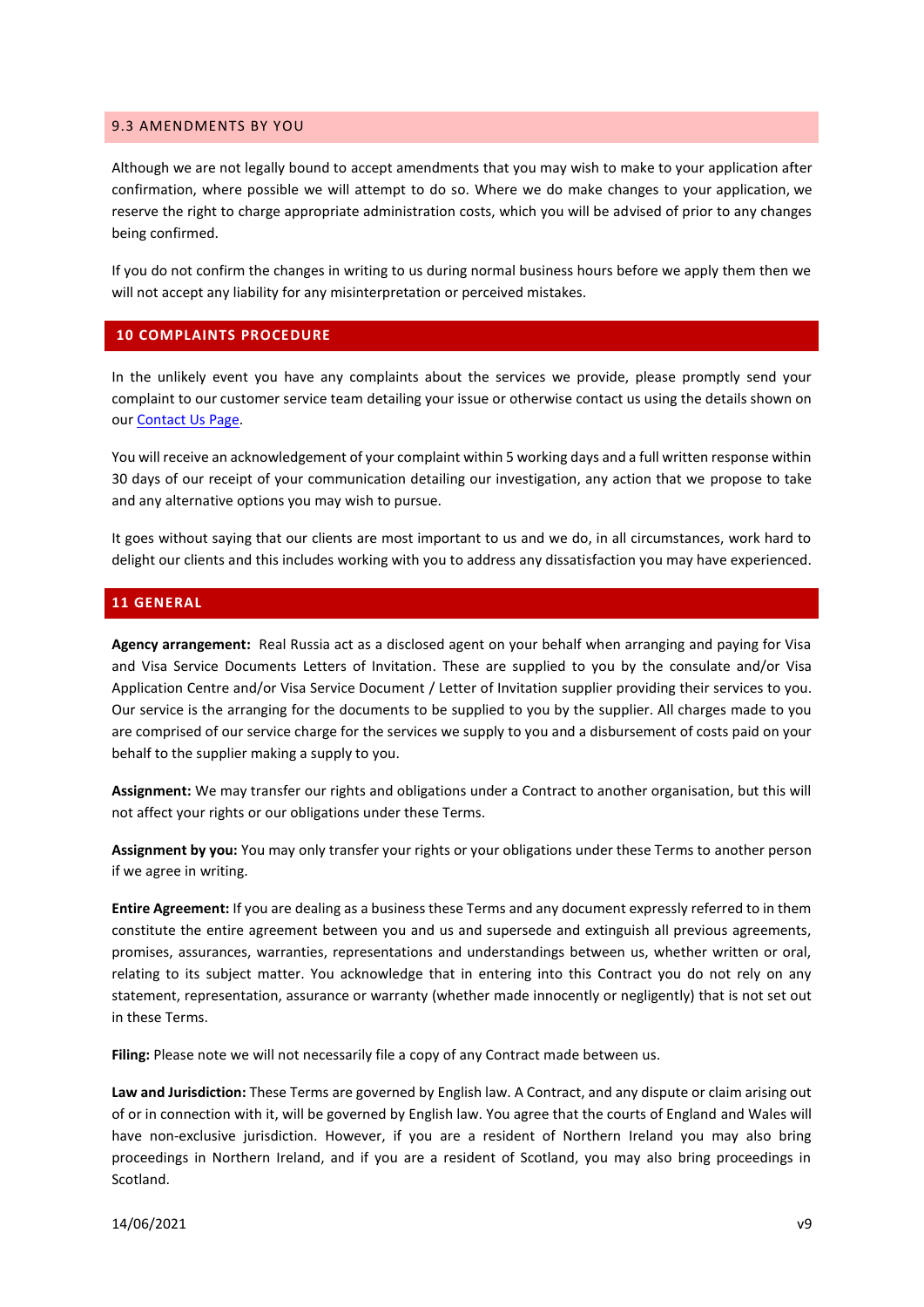### 9.3 AMENDMENTS BY YOU

Although we are not legally bound to accept amendments that you may wish to make to your application after confirmation, where possible we will attempt to do so. Where we do make changes to your application, we reserve the right to charge appropriate administration costs, which you will be advised of prior to any changes being confirmed.

If you do not confirm the changes in writing to us during normal business hours before we apply them then we will not accept any liability for any misinterpretation or perceived mistakes.

## 10 COMPLAINTS PROCEDURE

In the unlikely event you have any complaints about the services we provide, please promptly send your complaint to our customer service team detailing your issue or otherwise contact us using the details shown on our Contact Us Page.

You will receive an acknowledgement of your complaint within 5 working days and a full written response within 30 days of our receipt of your communication detailing our investigation, any action that we propose to take and any alternative options you may wish to pursue.

It goes without saying that our clients are most important to us and we do, in all circumstances, work hard to delight our clients and this includes working with you to address any dissatisfaction you may have experienced.

## 11 GENERAL

**Agency arrangement:** Real Russia act as a disclosed agent on your behalf when arranging and paying for Visa and Visa Service Documents Letters of Invitation. These are supplied to you by the consulate and/or Visa Application Centre and/or Visa Service Document / Letter of Invitation supplier providing their services to you. Our service is the arranging for the documents to be supplied to you by the supplier. All charges made to you are comprised of our service charge for the services we supply to you and a disbursement of costs paid on your behalf to the supplier making a supply to you.

**Assignment:** We may transfer our rights and obligations under a Contract to another organisation, but this will not affect your rights or our obligations under these Terms.

**Assignment by you:** You may only transfer your rights or your obligations under these Terms to another person if we agree in writing.

**Entire Agreement:** If you are dealing as a business these Terms and any document expressly referred to in them constitute the entire agreement between you and us and supersede and extinguish all previous agreements, promises, assurances, warranties, representations and understandings between us, whether written or oral, relating to its subject matter. You acknowledge that in entering into this Contract you do not rely on any statement, representation, assurance or warranty (whether made innocently or negligently) that is not set out in these Terms.

**Filing:** Please note we will not necessarily file a copy of any Contract made between us.

**Law and Jurisdiction:** These Terms are governed by English law. A Contract, and any dispute or claim arising out of or in connection with it, will be governed by English law. You agree that the courts of England and Wales will have non-exclusive jurisdiction. However, if you are a resident of Northern Ireland you may also bring proceedings in Northern Ireland, and if you are a resident of Scotland, you may also bring proceedings in Scotland.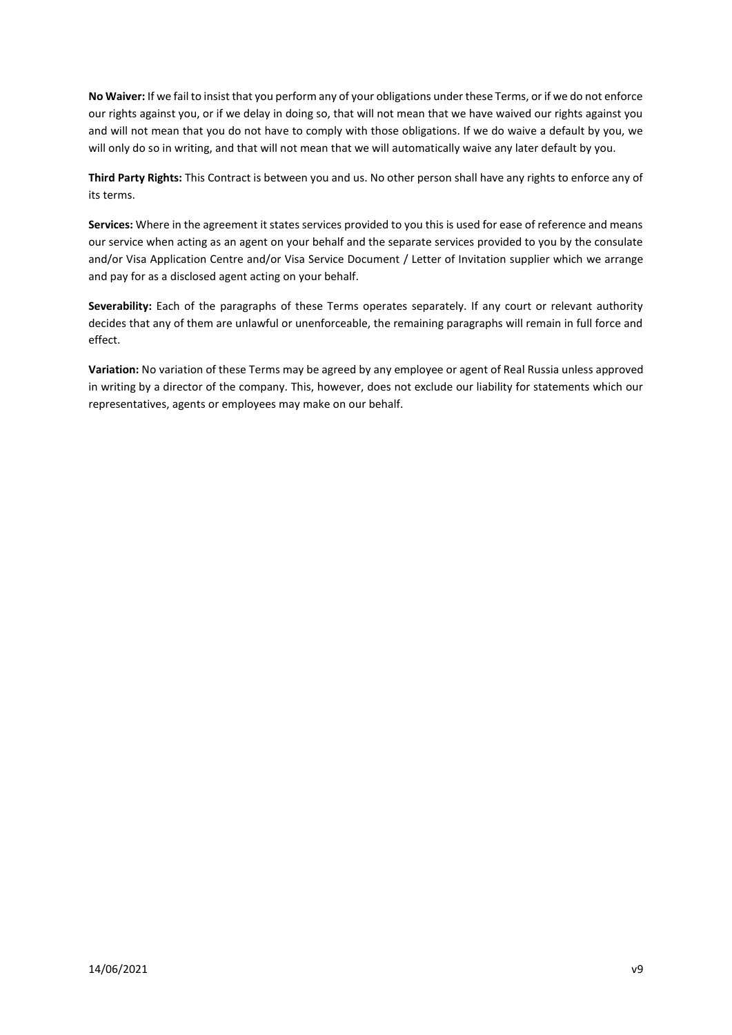**No Waiver:** If we fail to insist that you perform any of your obligations under these Terms, or if we do not enforce our rights against you, or if we delay in doing so, that will not mean that we have waived our rights against you and will not mean that you do not have to comply with those obligations. If we do waive a default by you, we will only do so in writing, and that will not mean that we will automatically waive any later default by you.

**Third Party Rights:** This Contract is between you and us. No other person shall have any rights to enforce any of its terms.

**Services:** Where in the agreement it states services provided to you this is used for ease of reference and means our service when acting as an agent on your behalf and the separate services provided to you by the consulate and/or Visa Application Centre and/or Visa Service Document / Letter of Invitation supplier which we arrange and pay for as a disclosed agent acting on your behalf.

**Severability:** Each of the paragraphs of these Terms operates separately. If any court or relevant authority decides that any of them are unlawful or unenforceable, the remaining paragraphs will remain in full force and effect.

**Variation:** No variation of these Terms may be agreed by any employee or agent of Real Russia unless approved in writing by a director of the company. This, however, does not exclude our liability for statements which our representatives, agents or employees may make on our behalf.